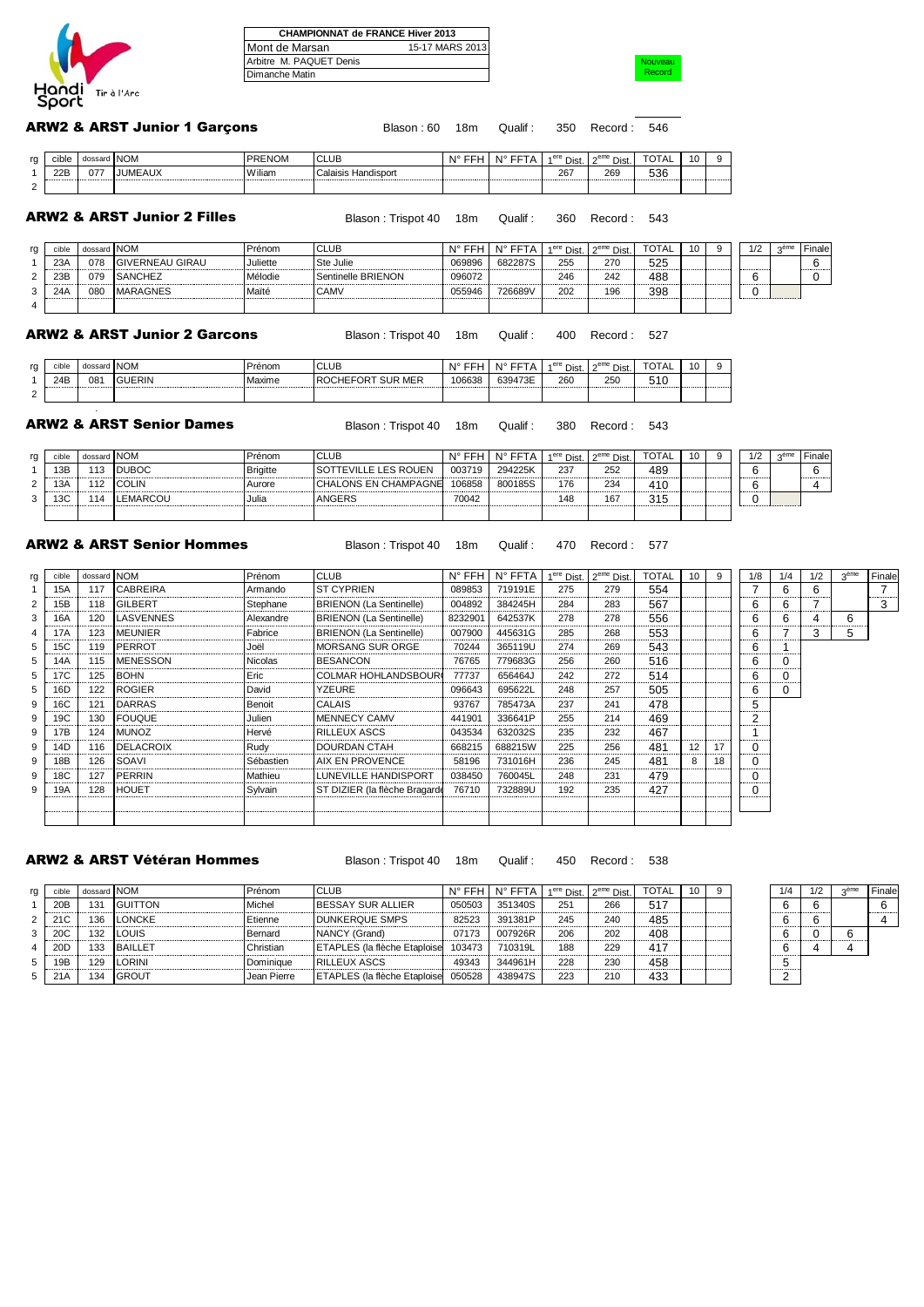Handi Sport Tir à l'Arc

| CHAMPIONNAT de FRANCE Hiver 2013 | |
|---|---|
| Mont de Marsan | 15-17 MARS 2013 |
| Arbitre M. PAQUET Denis | |
| Dimanche Matin | |

Nouveau Record

## ARW2 & ARST Junior 1 Garçons

Blason : 60 18m Qualif : 350 Record : 546

| rg | cible | dossard | NOM | PRENOM | CLUB | N° FFH | N° FFTA | 1ère Dist. | 2ème Dist. | TOTAL | 10 | 9 |
|---|---|---|---|---|---|---|---|---|---|---|---|---|
| 1 | 22B | 077 | JUMEAUX | Wiliam | Calaisis Handisport | | | 267 | 269 | 536 | | |
| 2 | | | | | | | | | | | | |

## ARW2 & ARST Junior 2 Filles

Blason : Trispot 40 18m Qualif : 360 Record : 543

| rg | cible | dossard | NOM | Prénom | CLUB | N° FFH | N° FFTA | 1ère Dist. | 2ème Dist. | TOTAL | 10 | 9 | 1/2 | 3ème | Finale |
|---|---|---|---|---|---|---|---|---|---|---|---|---|---|---|---|
| 1 | 23A | 078 | GIVERNEAU GIRAU | Juliette | Ste Julie | 069896 | 682287S | 255 | 270 | 525 | | | | | 6 |
| 2 | 23B | 079 | SANCHEZ | Mélodie | Sentinelle BRIENON | 096072 | | 246 | 242 | 488 | | | 6 | | 0 |
| 3 | 24A | 080 | MARAGNES | Maïté | CAMV | 055946 | 726689V | 202 | 196 | 398 | | | 0 | | |
| 4 | | | | | | | | | | | | | | | |

## ARW2 & ARST Junior 2 Garcons

Blason : Trispot 40 18m Qualif : 400 Record : 527

| rg | cible | dossard | NOM | Prénom | CLUB | N° FFH | N° FFTA | 1ère Dist. | 2ème Dist. | TOTAL | 10 | 9 |
|---|---|---|---|---|---|---|---|---|---|---|---|---|
| 1 | 24B | 081 | GUERIN | Maxime | ROCHEFORT SUR MER | 106638 | 639473E | 260 | 250 | 510 | | |
| 2 | | | | | | | | | | | | |

## ARW2 & ARST Senior Dames

Blason : Trispot 40 18m Qualif : 380 Record : 543

| rg | cible | dossard | NOM | Prénom | CLUB | N° FFH | N° FFTA | 1ère Dist. | 2ème Dist. | TOTAL | 10 | 9 | 1/2 | 3ème | Finale |
|---|---|---|---|---|---|---|---|---|---|---|---|---|---|---|---|
| 1 | 13B | 113 | DUBOC | Brigitte | SOTTEVILLE LES ROUEN | 003719 | 294225K | 237 | 252 | 489 | | | 6 | | 6 |
| 2 | 13A | 112 | COLIN | Aurore | CHALONS EN CHAMPAGNE | 106858 | 800185S | 176 | 234 | 410 | | | 6 | | 4 |
| 3 | 13C | 114 | LEMARCOU | Julia | ANGERS | 70042 | | 148 | 167 | 315 | | | 0 | | |

## ARW2 & ARST Senior Hommes

Blason : Trispot 40 18m Qualif : 470 Record : 577

| rg | cible | dossard | NOM | Prénom | CLUB | N° FFH | N° FFTA | 1ère Dist. | 2ème Dist. | TOTAL | 10 | 9 | 1/8 | 1/4 | 1/2 | 3ème | Finale |
|---|---|---|---|---|---|---|---|---|---|---|---|---|---|---|---|---|---|
| 1 | 15A | 117 | CABREIRA | Armando | ST CYPRIEN | 089853 | 719191E | 275 | 279 | 554 | | | 7 | 6 | 6 | | 7 |
| 2 | 15B | 118 | GILBERT | Stephane | BRIENON (La Sentinelle) | 004892 | 384245H | 284 | 283 | 567 | | | 6 | 6 | 7 | | 3 |
| 3 | 16A | 120 | LASVENNES | Alexandre | BRIENON (La Sentinelle) | 8232901 | 642537K | 278 | 278 | 556 | | | 6 | 6 | 4 | 6 | |
| 4 | 17A | 123 | MEUNIER | Fabrice | BRIENON (La Sentinelle) | 007900 | 445631G | 285 | 268 | 553 | | | 6 | 7 | 3 | 5 | |
| 5 | 15C | 119 | PERROT | Joël | MORSANG SUR ORGE | 70244 | 365119U | 274 | 269 | 543 | | | 6 | 1 | | | |
| 5 | 14A | 115 | MENESSON | Nicolas | BESANCON | 76765 | 779683G | 256 | 260 | 516 | | | 6 | 0 | | | |
| 5 | 17C | 125 | BOHN | Eric | COLMAR HOHLANDSBOUR | 77737 | 656464J | 242 | 272 | 514 | | | 6 | 0 | | | |
| 5 | 16D | 122 | ROGIER | David | YZEURE | 096643 | 695622L | 248 | 257 | 505 | | | 6 | 0 | | | |
| 9 | 16C | 121 | DARRAS | Benoit | CALAIS | 93767 | 785473A | 237 | 241 | 478 | | | 5 | | | | |
| 9 | 19C | 130 | FOUQUE | Julien | MENNECY CAMV | 441901 | 336641P | 255 | 214 | 469 | | | 2 | | | | |
| 9 | 17B | 124 | MUNOZ | Hervé | RILLEUX ASCS | 043534 | 632032S | 235 | 232 | 467 | | | 1 | | | | |
| 9 | 14D | 116 | DELACROIX | Rudy | DOURDAN CTAH | 668215 | 688215W | 225 | 256 | 481 | 12 | 17 | 0 | | | | |
| 9 | 18B | 126 | SOAVI | Sébastien | AIX EN PROVENCE | 58196 | 731016H | 236 | 245 | 481 | 8 | 18 | 0 | | | | |
| 9 | 18C | 127 | PERRIN | Mathieu | LUNEVILLE HANDISPORT | 038450 | 760045L | 248 | 231 | 479 | | | 0 | | | | |
| 9 | 19A | 128 | HOUET | Sylvain | ST DIZIER (la flèche Bragarde | 76710 | 732889U | 192 | 235 | 427 | | | 0 | | | | |

## ARW2 & ARST Vétéran Hommes

Blason : Trispot 40 18m Qualif : 450 Record : 538

| rg | cible | dossard | NOM | Prénom | CLUB | N° FFH | N° FFTA | 1ère Dist. | 2ème Dist. | TOTAL | 10 | 9 | 1/4 | 1/2 | 3ème | Finale |
|---|---|---|---|---|---|---|---|---|---|---|---|---|---|---|---|---|
| 1 | 20B | 131 | GUITTON | Michel | BESSAY SUR ALLIER | 050503 | 351340S | 251 | 266 | 517 | | | 6 | 6 | | 6 |
| 2 | 21C | 136 | LONCKE | Etienne | DUNKERQUE SMPS | 82523 | 391381P | 245 | 240 | 485 | | | 6 | 6 | | 4 |
| 3 | 20C | 132 | LOUIS | Bernard | NANCY (Grand) | 07173 | 007926R | 206 | 202 | 408 | | | 6 | 0 | 6 | |
| 4 | 20D | 133 | BAILLET | Christian | ETAPLES (la flèche Etaploise | 103473 | 710319L | 188 | 229 | 417 | | | 6 | 4 | 4 | |
| 5 | 19B | 129 | LORINI | Dominique | RILLEUX ASCS | 49343 | 344961H | 228 | 230 | 458 | | | 5 | | | |
| 5 | 21A | 134 | GROUT | Jean Pierre | ETAPLES (la flèche Etaploise | 050528 | 438947S | 223 | 210 | 433 | | | 2 | | | |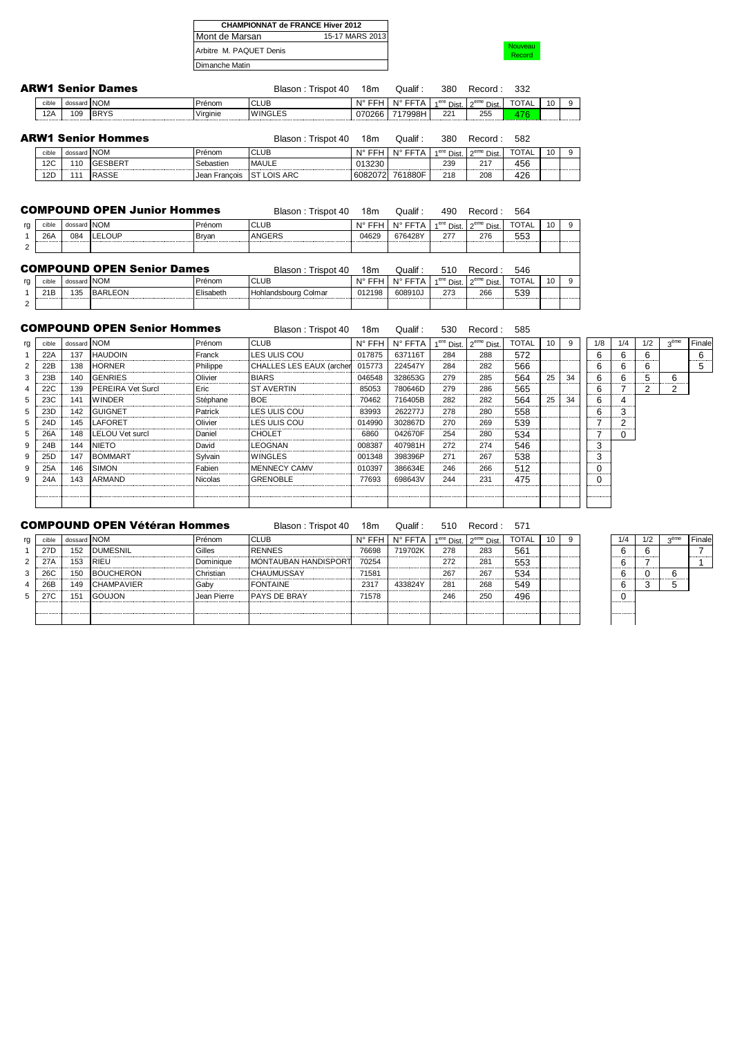**CHAMPIONNAT de FRANCE Hiver 2012**

Mont de Marsan — 15-17 MARS 2013

Arbitre M. PAQUET Denis

Dimanche Matin

Nouveau Record

## ARW1 Senior Dames

Blason : Trispot 40 — 18m — Qualif : 380 — Record : 332

| cible | dossard | NOM | Prénom | CLUB | N° FFH | N° FFTA | 1ère Dist. | 2ème Dist. | TOTAL | 10 | 9 |
|---|---|---|---|---|---|---|---|---|---|---|---|
| 12A | 109 | BRYS | Virginie | WINGLES | 070266 | 717998H | 221 | 255 | 476 | | |

## ARW1 Senior Hommes

Blason : Trispot 40 — 18m — Qualif : 380 — Record : 582

| cible | dossard | NOM | Prénom | CLUB | N° FFH | N° FFTA | 1ère Dist. | 2ème Dist. | TOTAL | 10 | 9 |
|---|---|---|---|---|---|---|---|---|---|---|---|
| 12C | 110 | GESBERT | Sebastien | MAULE | 013230 | | 239 | 217 | 456 | | |
| 12D | 111 | RASSE | Jean François | ST LOIS ARC | 6082072 | 761880F | 218 | 208 | 426 | | |

## COMPOUND OPEN Junior Hommes

Blason : Trispot 40 — 18m — Qualif : 490 — Record : 564

| rg | cible | dossard | NOM | Prénom | CLUB | N° FFH | N° FFTA | 1ère Dist. | 2ème Dist. | TOTAL | 10 | 9 |
|---|---|---|---|---|---|---|---|---|---|---|---|---|
| 1 | 26A | 084 | LELOUP | Bryan | ANGERS | 04629 | 676428Y | 277 | 276 | 553 | | |
| 2 | | | | | | | | | | | | |

## COMPOUND OPEN Senior Dames

Blason : Trispot 40 — 18m — Qualif : 510 — Record : 546

| rg | cible | dossard | NOM | Prénom | CLUB | N° FFH | N° FFTA | 1ère Dist. | 2ème Dist. | TOTAL | 10 | 9 |
|---|---|---|---|---|---|---|---|---|---|---|---|---|
| 1 | 21B | 135 | BARLEON | Elisabeth | Hohlandsbourg Colmar | 012198 | 608910J | 273 | 266 | 539 | | |
| 2 | | | | | | | | | | | | |

## COMPOUND OPEN Senior Hommes

Blason : Trispot 40 — 18m — Qualif : 530 — Record : 585

| rg | cible | dossard | NOM | Prénom | CLUB | N° FFH | N° FFTA | 1ère Dist. | 2ème Dist. | TOTAL | 10 | 9 | 1/8 | 1/4 | 1/2 | 3ème | Finale |
|---|---|---|---|---|---|---|---|---|---|---|---|---|---|---|---|---|---|
| 1 | 22A | 137 | HAUDOIN | Franck | LES ULIS COU | 017875 | 637116T | 284 | 288 | 572 | | | 6 | 6 | 6 | | 6 |
| 2 | 22B | 138 | HORNER | Philippe | CHALLES LES EAUX (archer | 015773 | 224547Y | 284 | 282 | 566 | | | 6 | 6 | 6 | | 5 |
| 3 | 23B | 140 | GENRIES | Olivier | BIARS | 046548 | 328653G | 279 | 285 | 564 | 25 | 34 | 6 | 6 | 5 | 6 | |
| 4 | 22C | 139 | PEREIRA Vet Surcl | Eric | ST AVERTIN | 85053 | 780646D | 279 | 286 | 565 | | | 6 | 7 | 2 | 2 | |
| 5 | 23C | 141 | WINDER | Stéphane | BOE | 70462 | 716405B | 282 | 282 | 564 | 25 | 34 | 6 | 4 | | | |
| 5 | 23D | 142 | GUIGNET | Patrick | LES ULIS COU | 83993 | 262277J | 278 | 280 | 558 | | | 6 | 3 | | | |
| 5 | 24D | 145 | LAFORET | Olivier | LES ULIS COU | 014990 | 302867D | 270 | 269 | 539 | | | 7 | 2 | | | |
| 5 | 26A | 148 | LELOU Vet surcl | Daniel | CHOLET | 6860 | 042670F | 254 | 280 | 534 | | | 7 | 0 | | | |
| 9 | 24B | 144 | NIETO | David | LEOGNAN | 008387 | 407981H | 272 | 274 | 546 | | | 3 | | | | |
| 9 | 25D | 147 | BOMMART | Sylvain | WINGLES | 001348 | 398396P | 271 | 267 | 538 | | | 3 | | | | |
| 9 | 25A | 146 | SIMON | Fabien | MENNECY CAMV | 010397 | 386634E | 246 | 266 | 512 | | | 0 | | | | |
| 9 | 24A | 143 | ARMAND | Nicolas | GRENOBLE | 77693 | 698643V | 244 | 231 | 475 | | | 0 | | | | |

## COMPOUND OPEN Vétéran Hommes

Blason : Trispot 40 — 18m — Qualif : 510 — Record : 571

| rg | cible | dossard | NOM | Prénom | CLUB | N° FFH | N° FFTA | 1ère Dist. | 2ème Dist. | TOTAL | 10 | 9 | 1/4 | 1/2 | 3ème | Finale |
|---|---|---|---|---|---|---|---|---|---|---|---|---|---|---|---|---|
| 1 | 27D | 152 | DUMESNIL | Gilles | RENNES | 76698 | 719702K | 278 | 283 | 561 | | | 6 | 6 | | 7 |
| 2 | 27A | 153 | RIEU | Dominique | MONTAUBAN HANDISPORT | 70254 | | 272 | 281 | 553 | | | 6 | 7 | | 1 |
| 3 | 26C | 150 | BOUCHERON | Christian | CHAUMUSSAY | 71581 | | 267 | 267 | 534 | | | 6 | 0 | 6 | |
| 4 | 26B | 149 | CHAMPAVIER | Gaby | FONTAINE | 2317 | 433824Y | 281 | 268 | 549 | | | 6 | 3 | 5 | |
| 5 | 27C | 151 | GOUJON | Jean Pierre | PAYS DE BRAY | 71578 | | 246 | 250 | 496 | | | 0 | | | |